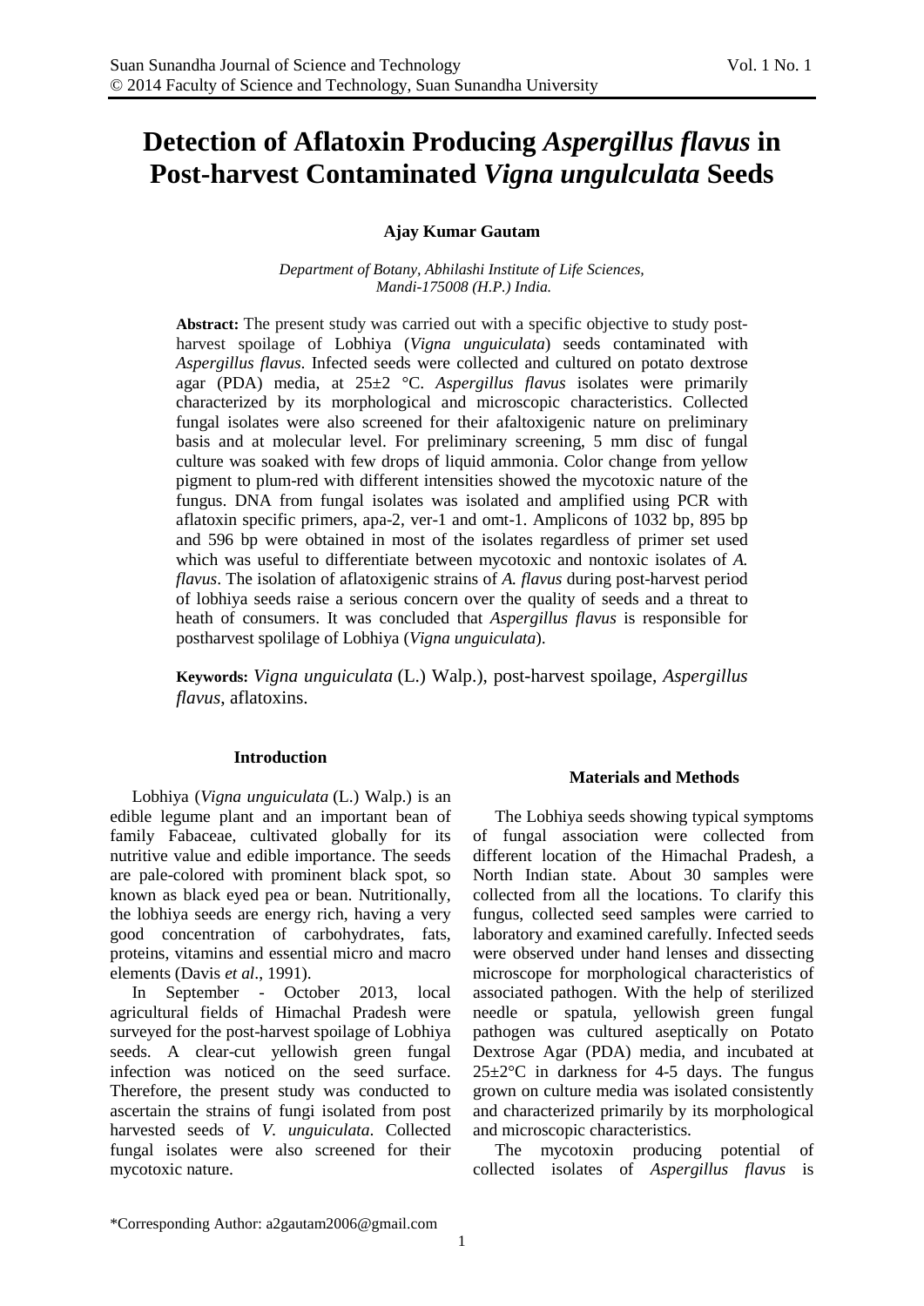# Detection of Aflatoxin Producing *Aspergillus flavus* in Post-harvest Contaminated *Vigna ungulculata* Seeds

**Ajay Kumar Gautam**

*Department of Botany, Abhilashi Institute of Life Sciences, Mandi-175008 (H.P.) India.*

**Abstract:** The present study was carried out with a specific objective to study post-harvest spoilage of Lobhiya (*Vigna unguiculata*) seeds contaminated with *Aspergillus flavus*. Infected seeds were collected and cultured on potato dextrose agar (PDA) media, at 25±2 °C. *Aspergillus flavus* isolates were primarily characterized by its morphological and microscopic characteristics. Collected fungal isolates were also screened for their afaltoxigenic nature on preliminary basis and at molecular level. For preliminary screening, 5 mm disc of fungal culture was soaked with few drops of liquid ammonia. Color change from yellow pigment to plum-red with different intensities showed the mycotoxic nature of the fungus. DNA from fungal isolates was isolated and amplified using PCR with aflatoxin specific primers, apa-2, ver-1 and omt-1. Amplicons of 1032 bp, 895 bp and 596 bp were obtained in most of the isolates regardless of primer set used which was useful to differentiate between mycotoxic and nontoxic isolates of *A. flavus*. The isolation of aflatoxigenic strains of *A. flavus* during post-harvest period of lobhiya seeds raise a serious concern over the quality of seeds and a threat to heath of consumers. It was concluded that *Aspergillus flavus* is responsible for postharvest spolilage of Lobhiya (*Vigna unguiculata*).

**Keywords:** *Vigna unguiculata* (L.) Walp.), post-harvest spoilage, *Aspergillus flavus*, aflatoxins.

## Introduction

Lobhiya (*Vigna unguiculata* (L.) Walp.) is an edible legume plant and an important bean of family Fabaceae, cultivated globally for its nutritive value and edible importance. The seeds are pale-colored with prominent black spot, so known as black eyed pea or bean. Nutritionally, the lobhiya seeds are energy rich, having a very good concentration of carbohydrates, fats, proteins, vitamins and essential micro and macro elements (Davis *et al*., 1991).

In September - October 2013, local agricultural fields of Himachal Pradesh were surveyed for the post-harvest spoilage of Lobhiya seeds. A clear-cut yellowish green fungal infection was noticed on the seed surface. Therefore, the present study was conducted to ascertain the strains of fungi isolated from post harvested seeds of *V. unguiculata*. Collected fungal isolates were also screened for their mycotoxic nature.

## Materials and Methods

The Lobhiya seeds showing typical symptoms of fungal association were collected from different location of the Himachal Pradesh, a North Indian state. About 30 samples were collected from all the locations. To clarify this fungus, collected seed samples were carried to laboratory and examined carefully. Infected seeds were observed under hand lenses and dissecting microscope for morphological characteristics of associated pathogen. With the help of sterilized needle or spatula, yellowish green fungal pathogen was cultured aseptically on Potato Dextrose Agar (PDA) media, and incubated at 25±2°C in darkness for 4-5 days. The fungus grown on culture media was isolated consistently and characterized primarily by its morphological and microscopic characteristics.

The mycotoxin producing potential of collected isolates of *Aspergillus flavus* is

\*Corresponding Author: a2gautam2006@gmail.com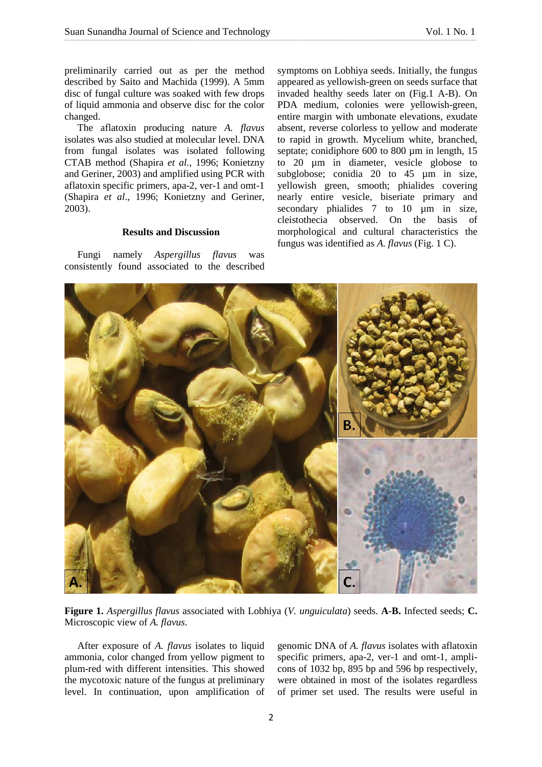preliminarily carried out as per the method described by Saito and Machida (1999). A 5mm disc of fungal culture was soaked with few drops of liquid ammonia and observe disc for the color changed.

The aflatoxin producing nature *A. flavus* isolates was also studied at molecular level. DNA from fungal isolates was isolated following CTAB method (Shapira *et al.*, 1996; Konietzny and Geriner, 2003) and amplified using PCR with aflatoxin specific primers, apa-2, ver-1 and omt-1 (Shapira *et al*., 1996; Konietzny and Geriner, 2003).

## Results and Discussion

Fungi namely *Aspergillus flavus* was consistently found associated to the described symptoms on Lobhiya seeds. Initially, the fungus appeared as yellowish-green on seeds surface that invaded healthy seeds later on (Fig.1 A-B). On PDA medium, colonies were yellowish-green, entire margin with umbonate elevations, exudate absent, reverse colorless to yellow and moderate to rapid in growth. Mycelium white, branched, septate; conidiphore 600 to 800 µm in length, 15 to 20 µm in diameter, vesicle globose to subglobose; conidia 20 to 45 µm in size, yellowish green, smooth; phialides covering nearly entire vesicle, biseriate primary and secondary phialides 7 to 10 µm in size, cleistothecia observed. On the basis of morphological and cultural characteristics the fungus was identified as *A. flavus* (Fig. 1 C).

**Figure 1.** *Aspergillus flavus* associated with Lobhiya (*V. unguiculata*) seeds. **A-B.** Infected seeds; **C.** Microscopic view of *A. flavus*.

After exposure of *A. flavus* isolates to liquid ammonia, color changed from yellow pigment to plum-red with different intensities. This showed the mycotoxic nature of the fungus at preliminary level. In continuation, upon amplification of genomic DNA of *A. flavus* isolates with aflatoxin specific primers, apa-2, ver-1 and omt-1, amplicons of 1032 bp, 895 bp and 596 bp respectively, were obtained in most of the isolates regardless of primer set used. The results were useful in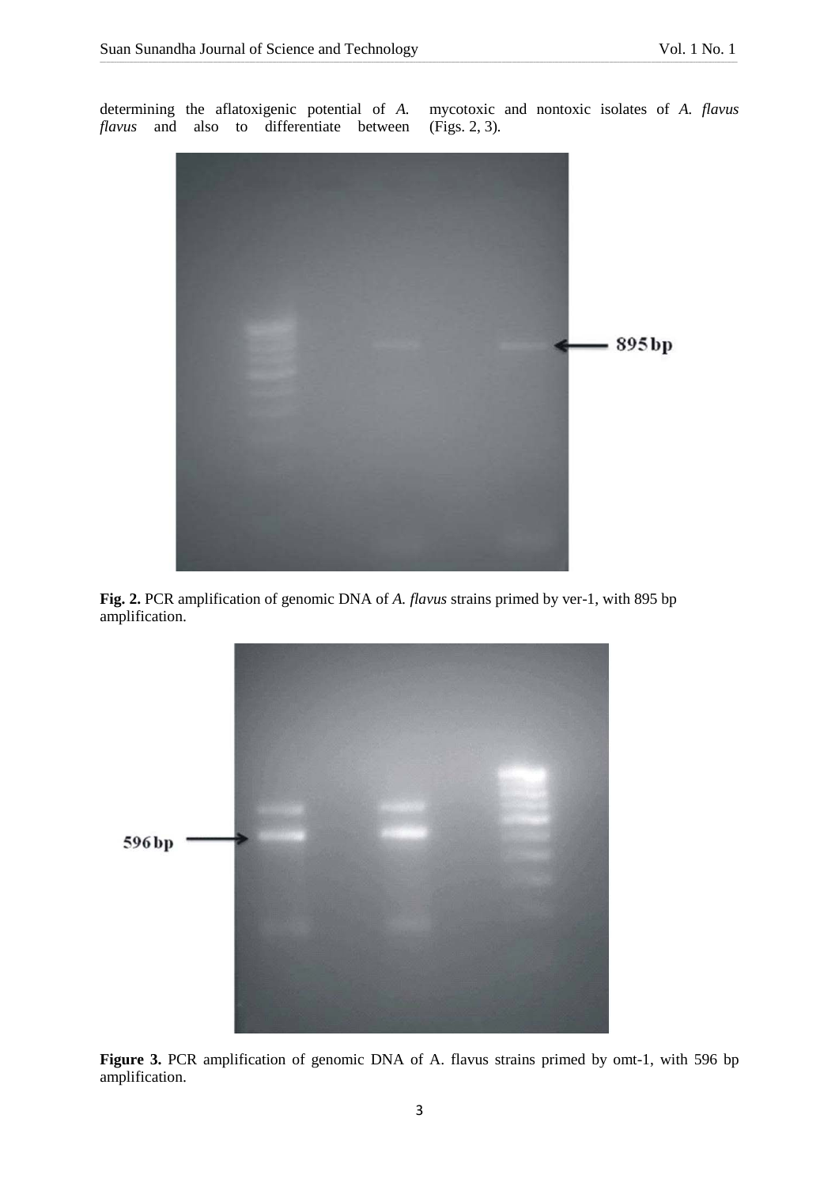determining the aflatoxigenic potential of *A. flavus* and also to differentiate between mycotoxic and nontoxic isolates of *A. flavus* (Figs. 2, 3).

**Fig. 2.** PCR amplification of genomic DNA of *A. flavus* strains primed by ver-1, with 895 bp amplification.

**Figure 3.** PCR amplification of genomic DNA of A. flavus strains primed by omt-1, with 596 bp amplification.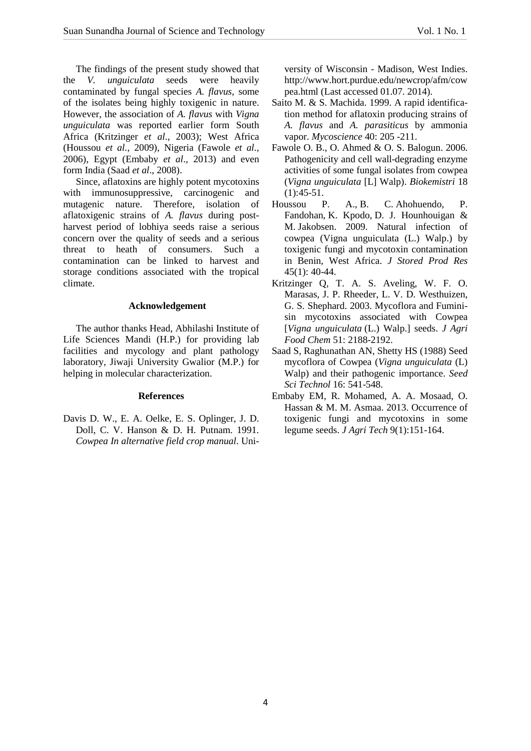The findings of the present study showed that the *V. unguiculata* seeds were heavily contaminated by fungal species *A. flavus*, some of the isolates being highly toxigenic in nature. However, the association of *A. flavus* with *Vigna unguiculata* was reported earlier form South Africa (Kritzinger *et al*., 2003); West Africa (Houssou *et al.*, 2009), Nigeria (Fawole *et al.*, 2006), Egypt (Embaby *et al*., 2013) and even form India (Saad *et al*., 2008).

Since, aflatoxins are highly potent mycotoxins with immunosuppressive, carcinogenic and mutagenic nature. Therefore, isolation of aflatoxigenic strains of *A. flavus* during post-harvest period of lobhiya seeds raise a serious concern over the quality of seeds and a serious threat to heath of consumers. Such a contamination can be linked to harvest and storage conditions associated with the tropical climate.

## Acknowledgement

The author thanks Head, Abhilashi Institute of Life Sciences Mandi (H.P.) for providing lab facilities and mycology and plant pathology laboratory, Jiwaji University Gwalior (M.P.) for helping in molecular characterization.

## References

Davis D. W., E. A. Oelke, E. S. Oplinger, J. D. Doll, C. V. Hanson & D. H. Putnam. 1991. *Cowpea In alternative field crop manual*. University of Wisconsin - Madison, West Indies. http://www.hort.purdue.edu/newcrop/afm/cowpea.html (Last accessed 01.07. 2014).

Saito M. & S. Machida. 1999. A rapid identification method for aflatoxin producing strains of *A. flavus* and *A. parasiticus* by ammonia vapor. *Mycoscience* 40: 205 -211.

Fawole O. B., O. Ahmed & O. S. Balogun. 2006. Pathogenicity and cell wall-degrading enzyme activities of some fungal isolates from cowpea (*Vigna unguiculata* [L] Walp). *Biokemistri* 18 (1):45-51.

Houssou P. A., B. C. Ahohuendo, P. Fandohan, K. Kpodo, D. J. Hounhouigan & M. Jakobsen. 2009. Natural infection of cowpea (Vigna unguiculata (L.) Walp.) by toxigenic fungi and mycotoxin contamination in Benin, West Africa. *J Stored Prod Res* 45(1): 40-44.

Kritzinger Q, T. A. S. Aveling, W. F. O. Marasas, J. P. Rheeder, L. V. D. Westhuizen, G. S. Shephard. 2003. Mycoflora and Fuminisin mycotoxins associated with Cowpea [*Vigna unguiculata* (L.) Walp.] seeds. *J Agri Food Chem* 51: 2188-2192.

Saad S, Raghunathan AN, Shetty HS (1988) Seed mycoflora of Cowpea (*Vigna unguiculata* (L) Walp) and their pathogenic importance. *Seed Sci Technol* 16: 541-548.

Embaby EM, R. Mohamed, A. A. Mosaad, O. Hassan & M. M. Asmaa. 2013. Occurrence of toxigenic fungi and mycotoxins in some legume seeds. *J Agri Tech* 9(1):151-164.